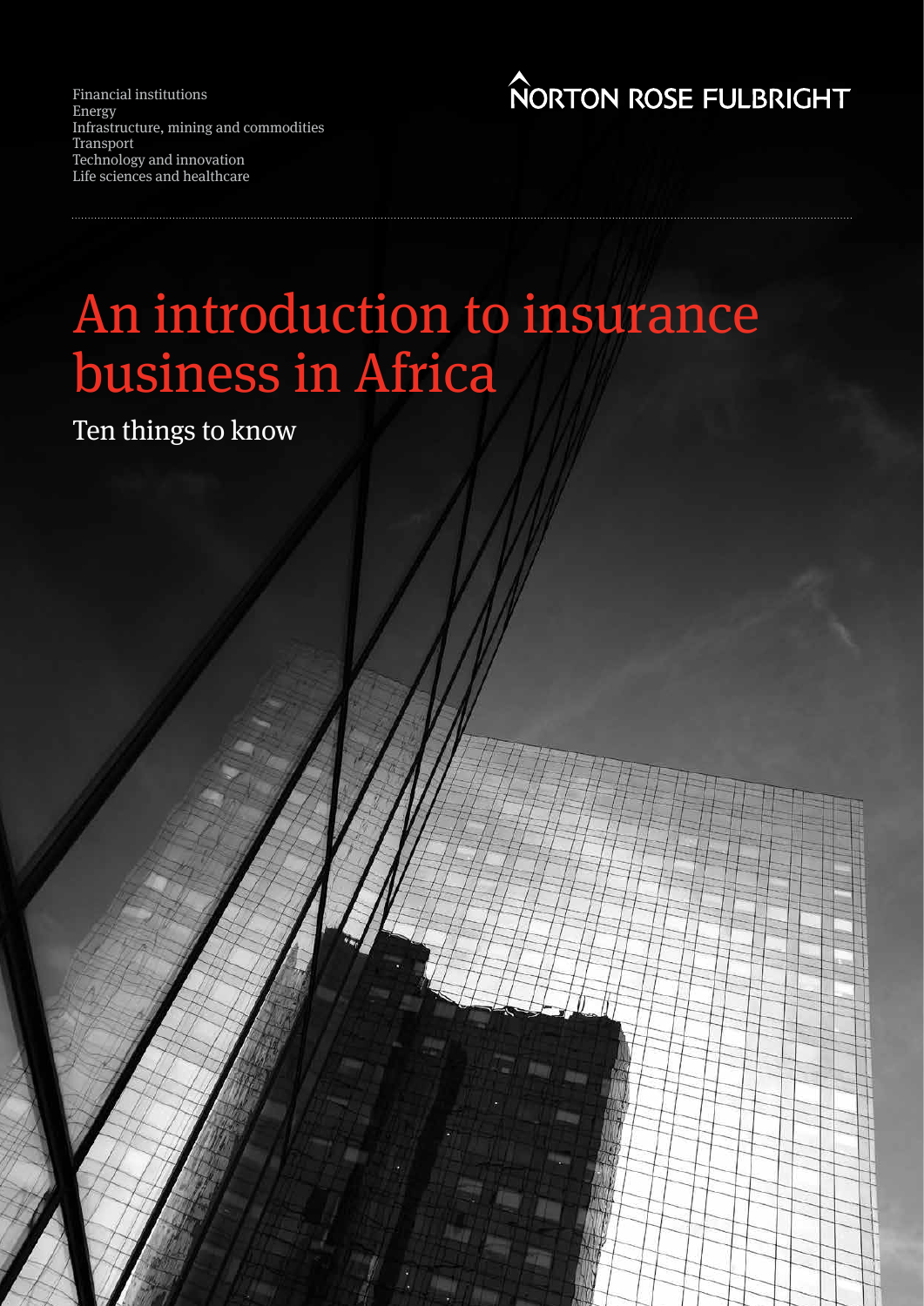Financial institutions
Energy
Infrastructure, mining and commodities
Transport
Technology and innovation
Life sciences and healthcare

NORTON ROSE FULBRIGHT

# An introduction to insurance business in Africa

## Ten things to know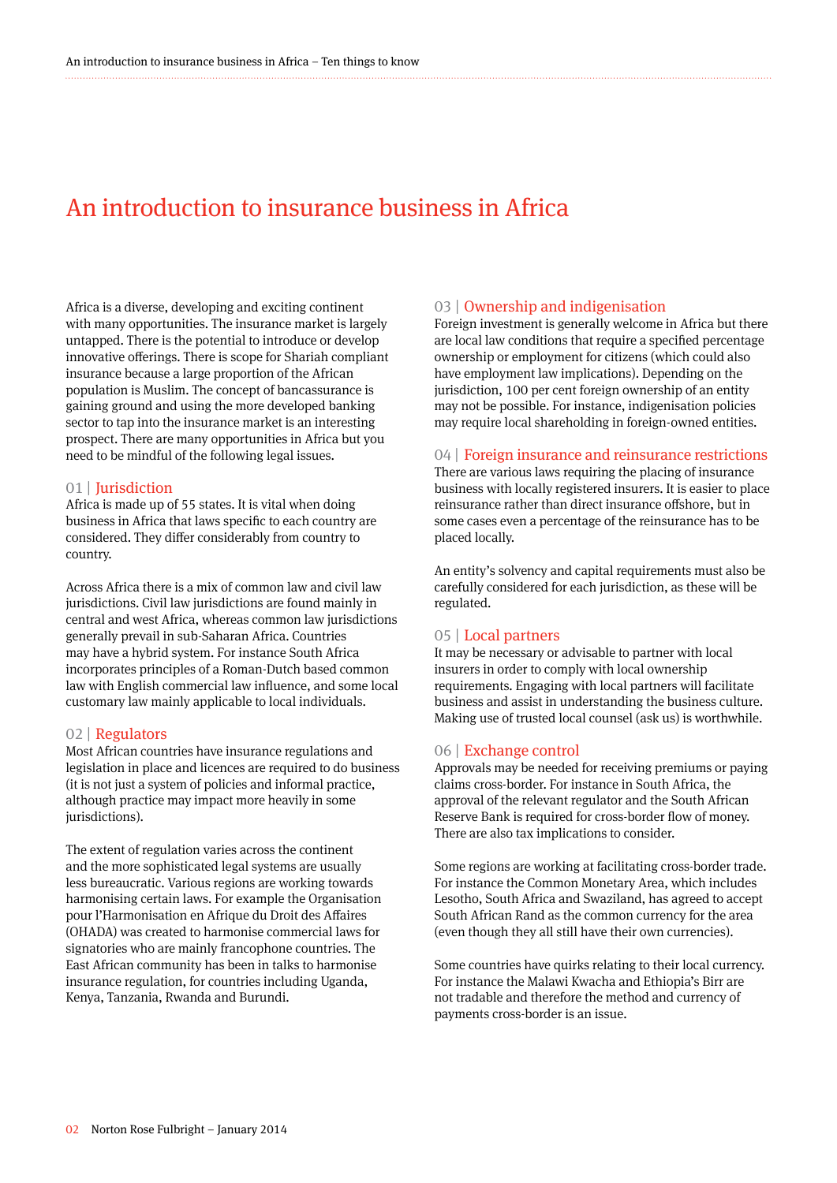# An introduction to insurance business in Africa

Africa is a diverse, developing and exciting continent with many opportunities. The insurance market is largely untapped. There is the potential to introduce or develop innovative offerings. There is scope for Shariah compliant insurance because a large proportion of the African population is Muslim. The concept of bancassurance is gaining ground and using the more developed banking sector to tap into the insurance market is an interesting prospect. There are many opportunities in Africa but you need to be mindful of the following legal issues.

## 01 | Jurisdiction

Africa is made up of 55 states. It is vital when doing business in Africa that laws specific to each country are considered. They differ considerably from country to country.

Across Africa there is a mix of common law and civil law jurisdictions. Civil law jurisdictions are found mainly in central and west Africa, whereas common law jurisdictions generally prevail in sub-Saharan Africa. Countries may have a hybrid system. For instance South Africa incorporates principles of a Roman-Dutch based common law with English commercial law influence, and some local customary law mainly applicable to local individuals.

## 02 | Regulators

Most African countries have insurance regulations and legislation in place and licences are required to do business (it is not just a system of policies and informal practice, although practice may impact more heavily in some jurisdictions).

The extent of regulation varies across the continent and the more sophisticated legal systems are usually less bureaucratic. Various regions are working towards harmonising certain laws. For example the Organisation pour l'Harmonisation en Afrique du Droit des Affaires (OHADA) was created to harmonise commercial laws for signatories who are mainly francophone countries. The East African community has been in talks to harmonise insurance regulation, for countries including Uganda, Kenya, Tanzania, Rwanda and Burundi.

## 03 | Ownership and indigenisation

Foreign investment is generally welcome in Africa but there are local law conditions that require a specified percentage ownership or employment for citizens (which could also have employment law implications). Depending on the jurisdiction, 100 per cent foreign ownership of an entity may not be possible. For instance, indigenisation policies may require local shareholding in foreign-owned entities.

## 04 | Foreign insurance and reinsurance restrictions

There are various laws requiring the placing of insurance business with locally registered insurers. It is easier to place reinsurance rather than direct insurance offshore, but in some cases even a percentage of the reinsurance has to be placed locally.

An entity's solvency and capital requirements must also be carefully considered for each jurisdiction, as these will be regulated.

## 05 | Local partners

It may be necessary or advisable to partner with local insurers in order to comply with local ownership requirements. Engaging with local partners will facilitate business and assist in understanding the business culture. Making use of trusted local counsel (ask us) is worthwhile.

## 06 | Exchange control

Approvals may be needed for receiving premiums or paying claims cross-border. For instance in South Africa, the approval of the relevant regulator and the South African Reserve Bank is required for cross-border flow of money. There are also tax implications to consider.

Some regions are working at facilitating cross-border trade. For instance the Common Monetary Area, which includes Lesotho, South Africa and Swaziland, has agreed to accept South African Rand as the common currency for the area (even though they all still have their own currencies).

Some countries have quirks relating to their local currency. For instance the Malawi Kwacha and Ethiopia's Birr are not tradable and therefore the method and currency of payments cross-border is an issue.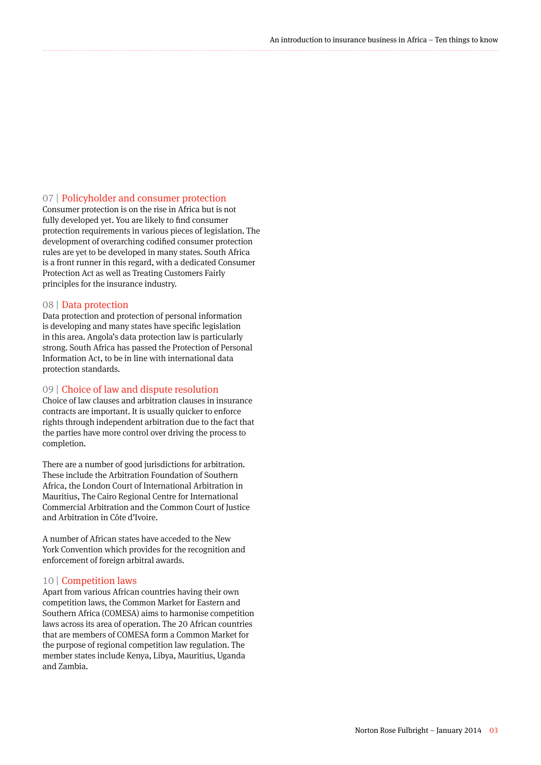## 07 | Policyholder and consumer protection

Consumer protection is on the rise in Africa but is not fully developed yet. You are likely to find consumer protection requirements in various pieces of legislation. The development of overarching codified consumer protection rules are yet to be developed in many states. South Africa is a front runner in this regard, with a dedicated Consumer Protection Act as well as Treating Customers Fairly principles for the insurance industry.

## 08 | Data protection

Data protection and protection of personal information is developing and many states have specific legislation in this area. Angola's data protection law is particularly strong. South Africa has passed the Protection of Personal Information Act, to be in line with international data protection standards.

## 09 | Choice of law and dispute resolution

Choice of law clauses and arbitration clauses in insurance contracts are important. It is usually quicker to enforce rights through independent arbitration due to the fact that the parties have more control over driving the process to completion.

There are a number of good jurisdictions for arbitration. These include the Arbitration Foundation of Southern Africa, the London Court of International Arbitration in Mauritius, The Cairo Regional Centre for International Commercial Arbitration and the Common Court of Justice and Arbitration in Côte d'Ivoire.

A number of African states have acceded to the New York Convention which provides for the recognition and enforcement of foreign arbitral awards.

## 10 | Competition laws

Apart from various African countries having their own competition laws, the Common Market for Eastern and Southern Africa (COMESA) aims to harmonise competition laws across its area of operation. The 20 African countries that are members of COMESA form a Common Market for the purpose of regional competition law regulation. The member states include Kenya, Libya, Mauritius, Uganda and Zambia.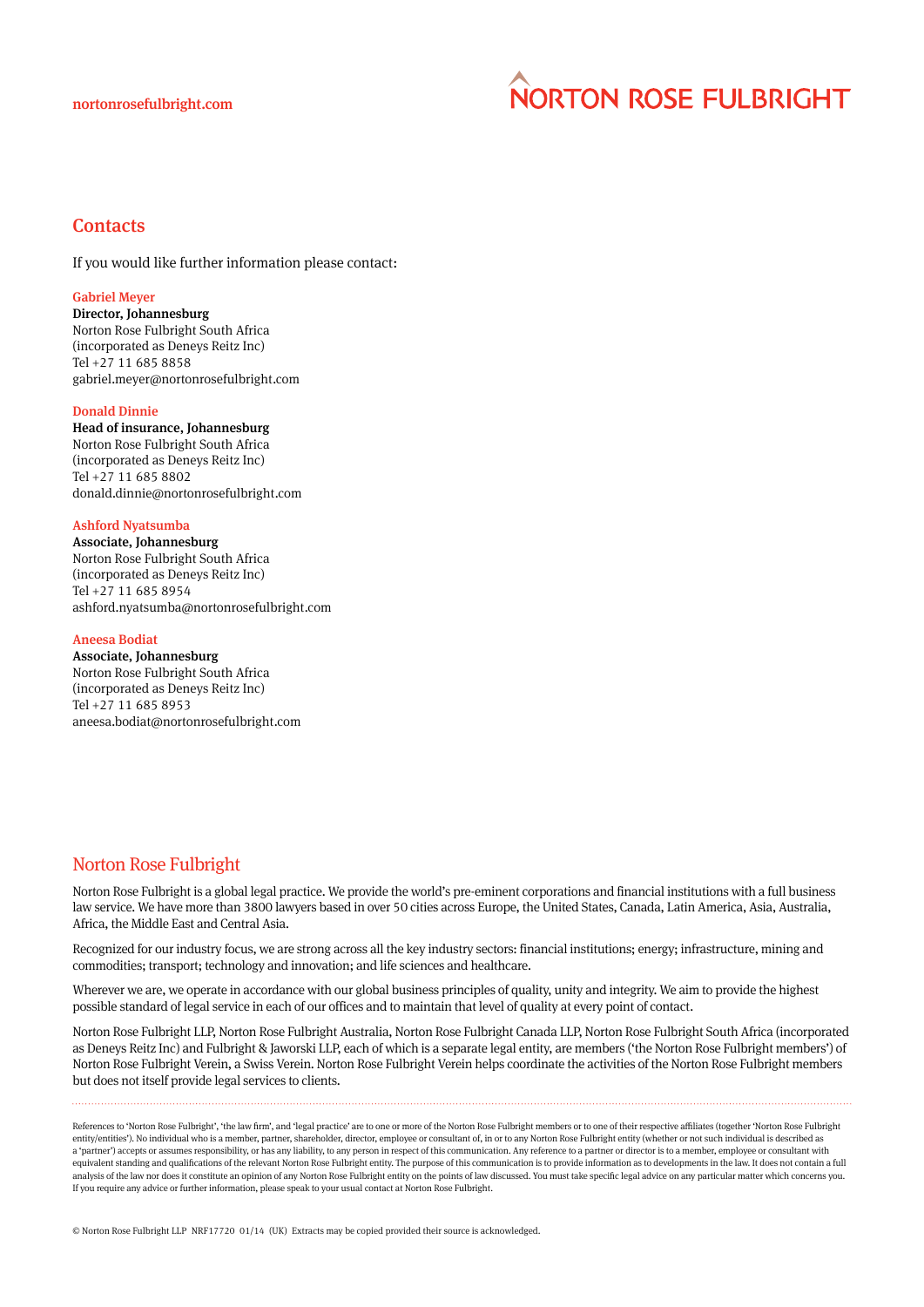nortonrosefulbright.com

NORTON ROSE FULBRIGHT

## Contacts

If you would like further information please contact:

**Gabriel Meyer**
**Director, Johannesburg**
Norton Rose Fulbright South Africa
(incorporated as Deneys Reitz Inc)
Tel +27 11 685 8858
gabriel.meyer@nortonrosefulbright.com

**Donald Dinnie**
**Head of insurance, Johannesburg**
Norton Rose Fulbright South Africa
(incorporated as Deneys Reitz Inc)
Tel +27 11 685 8802
donald.dinnie@nortonrosefulbright.com

**Ashford Nyatsumba**
**Associate, Johannesburg**
Norton Rose Fulbright South Africa
(incorporated as Deneys Reitz Inc)
Tel +27 11 685 8954
ashford.nyatsumba@nortonrosefulbright.com

**Aneesa Bodiat**
**Associate, Johannesburg**
Norton Rose Fulbright South Africa
(incorporated as Deneys Reitz Inc)
Tel +27 11 685 8953
aneesa.bodiat@nortonrosefulbright.com

## Norton Rose Fulbright

Norton Rose Fulbright is a global legal practice. We provide the world's pre-eminent corporations and financial institutions with a full business law service. We have more than 3800 lawyers based in over 50 cities across Europe, the United States, Canada, Latin America, Asia, Australia, Africa, the Middle East and Central Asia.

Recognized for our industry focus, we are strong across all the key industry sectors: financial institutions; energy; infrastructure, mining and commodities; transport; technology and innovation; and life sciences and healthcare.

Wherever we are, we operate in accordance with our global business principles of quality, unity and integrity. We aim to provide the highest possible standard of legal service in each of our offices and to maintain that level of quality at every point of contact.

Norton Rose Fulbright LLP, Norton Rose Fulbright Australia, Norton Rose Fulbright Canada LLP, Norton Rose Fulbright South Africa (incorporated as Deneys Reitz Inc) and Fulbright & Jaworski LLP, each of which is a separate legal entity, are members ('the Norton Rose Fulbright members') of Norton Rose Fulbright Verein, a Swiss Verein. Norton Rose Fulbright Verein helps coordinate the activities of the Norton Rose Fulbright members but does not itself provide legal services to clients.

References to 'Norton Rose Fulbright', 'the law firm', and 'legal practice' are to one or more of the Norton Rose Fulbright members or to one of their respective affiliates (together 'Norton Rose Fulbright entity/entities'). No individual who is a member, partner, shareholder, director, employee or consultant of, in or to any Norton Rose Fulbright entity (whether or not such individual is described as a 'partner') accepts or assumes responsibility, or has any liability, to any person in respect of this communication. Any reference to a partner or director is to a member, employee or consultant with equivalent standing and qualifications of the relevant Norton Rose Fulbright entity. The purpose of this communication is to provide information as to developments in the law. It does not contain a full analysis of the law nor does it constitute an opinion of any Norton Rose Fulbright entity on the points of law discussed. You must take specific legal advice on any particular matter which concerns you. If you require any advice or further information, please speak to your usual contact at Norton Rose Fulbright.

© Norton Rose Fulbright LLP NRF17720 01/14 (UK) Extracts may be copied provided their source is acknowledged.